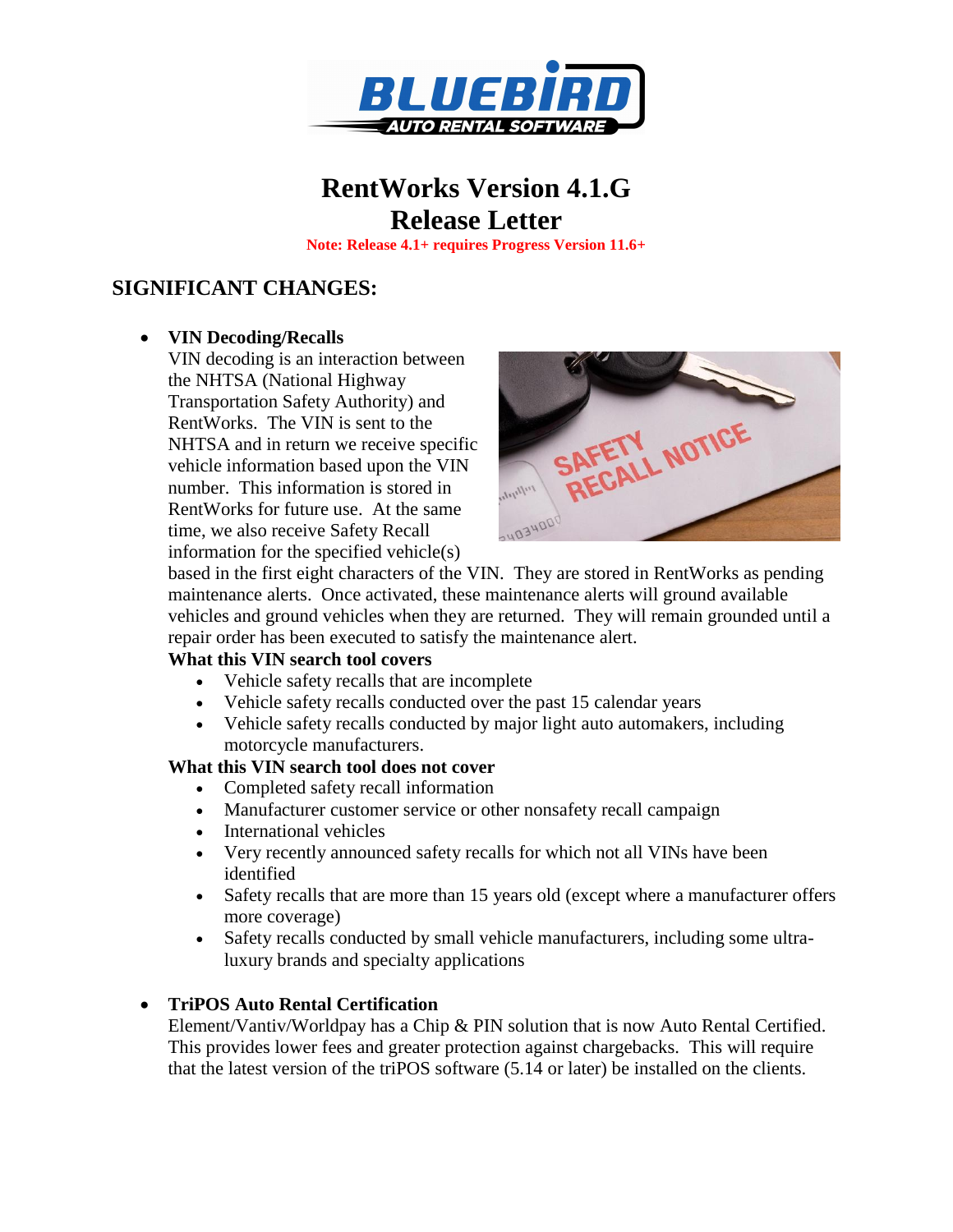# RentWorks Version 4.1.G
# Release Letter

**Note: Release 4.1+ requires Progress Version 11.6+**

## SIGNIFICANT CHANGES:

- **VIN Decoding/Recalls**
  VIN decoding is an interaction between the NHTSA (National Highway Transportation Safety Authority) and RentWorks. The VIN is sent to the NHTSA and in return we receive specific vehicle information based upon the VIN number. This information is stored in RentWorks for future use. At the same time, we also receive Safety Recall information for the specified vehicle(s) based in the first eight characters of the VIN. They are stored in RentWorks as pending maintenance alerts. Once activated, these maintenance alerts will ground available vehicles and ground vehicles when they are returned. They will remain grounded until a repair order has been executed to satisfy the maintenance alert.

  **What this VIN search tool covers**
  - Vehicle safety recalls that are incomplete
  - Vehicle safety recalls conducted over the past 15 calendar years
  - Vehicle safety recalls conducted by major light auto automakers, including motorcycle manufacturers.

  **What this VIN search tool does not cover**
  - Completed safety recall information
  - Manufacturer customer service or other nonsafety recall campaign
  - International vehicles
  - Very recently announced safety recalls for which not all VINs have been identified
  - Safety recalls that are more than 15 years old (except where a manufacturer offers more coverage)
  - Safety recalls conducted by small vehicle manufacturers, including some ultra-luxury brands and specialty applications

- **TriPOS Auto Rental Certification**
  Element/Vantiv/Worldpay has a Chip & PIN solution that is now Auto Rental Certified. This provides lower fees and greater protection against chargebacks. This will require that the latest version of the triPOS software (5.14 or later) be installed on the clients.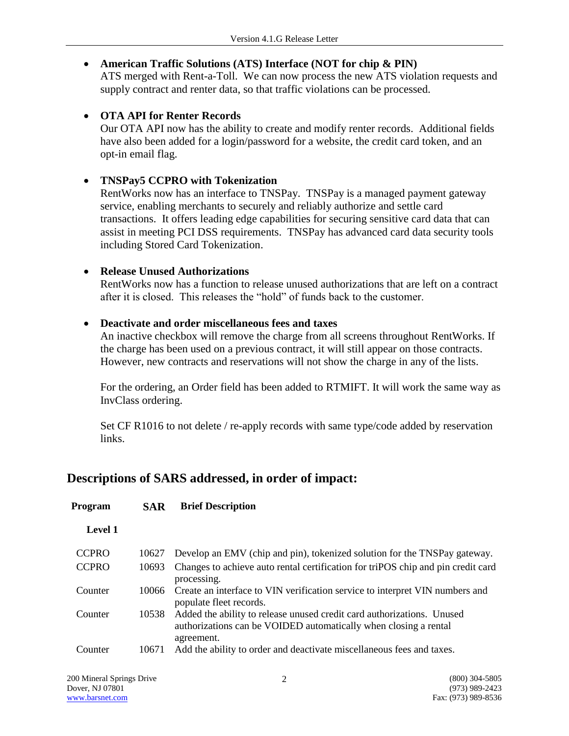- **American Traffic Solutions (ATS) Interface (NOT for chip & PIN)**
  ATS merged with Rent-a-Toll. We can now process the new ATS violation requests and supply contract and renter data, so that traffic violations can be processed.

- **OTA API for Renter Records**
  Our OTA API now has the ability to create and modify renter records. Additional fields have also been added for a login/password for a website, the credit card token, and an opt-in email flag.

- **TNSPay5 CCPRO with Tokenization**
  RentWorks now has an interface to TNSPay. TNSPay is a managed payment gateway service, enabling merchants to securely and reliably authorize and settle card transactions. It offers leading edge capabilities for securing sensitive card data that can assist in meeting PCI DSS requirements. TNSPay has advanced card data security tools including Stored Card Tokenization.

- **Release Unused Authorizations**
  RentWorks now has a function to release unused authorizations that are left on a contract after it is closed. This releases the "hold" of funds back to the customer.

- **Deactivate and order miscellaneous fees and taxes**
  An inactive checkbox will remove the charge from all screens throughout RentWorks. If the charge has been used on a previous contract, it will still appear on those contracts. However, new contracts and reservations will not show the charge in any of the lists.

  For the ordering, an Order field has been added to RTMIFT. It will work the same way as InvClass ordering.

  Set CF R1016 to not delete / re-apply records with same type/code added by reservation links.

## Descriptions of SARS addressed, in order of impact:

| Program | SAR | Brief Description |
|---|---|---|
| **Level 1** | | |
| CCPRO | 10627 | Develop an EMV (chip and pin), tokenized solution for the TNSPay gateway. |
| CCPRO | 10693 | Changes to achieve auto rental certification for triPOS chip and pin credit card processing. |
| Counter | 10066 | Create an interface to VIN verification service to interpret VIN numbers and populate fleet records. |
| Counter | 10538 | Added the ability to release unused credit card authorizations. Unused authorizations can be VOIDED automatically when closing a rental agreement. |
| Counter | 10671 | Add the ability to order and deactivate miscellaneous fees and taxes. |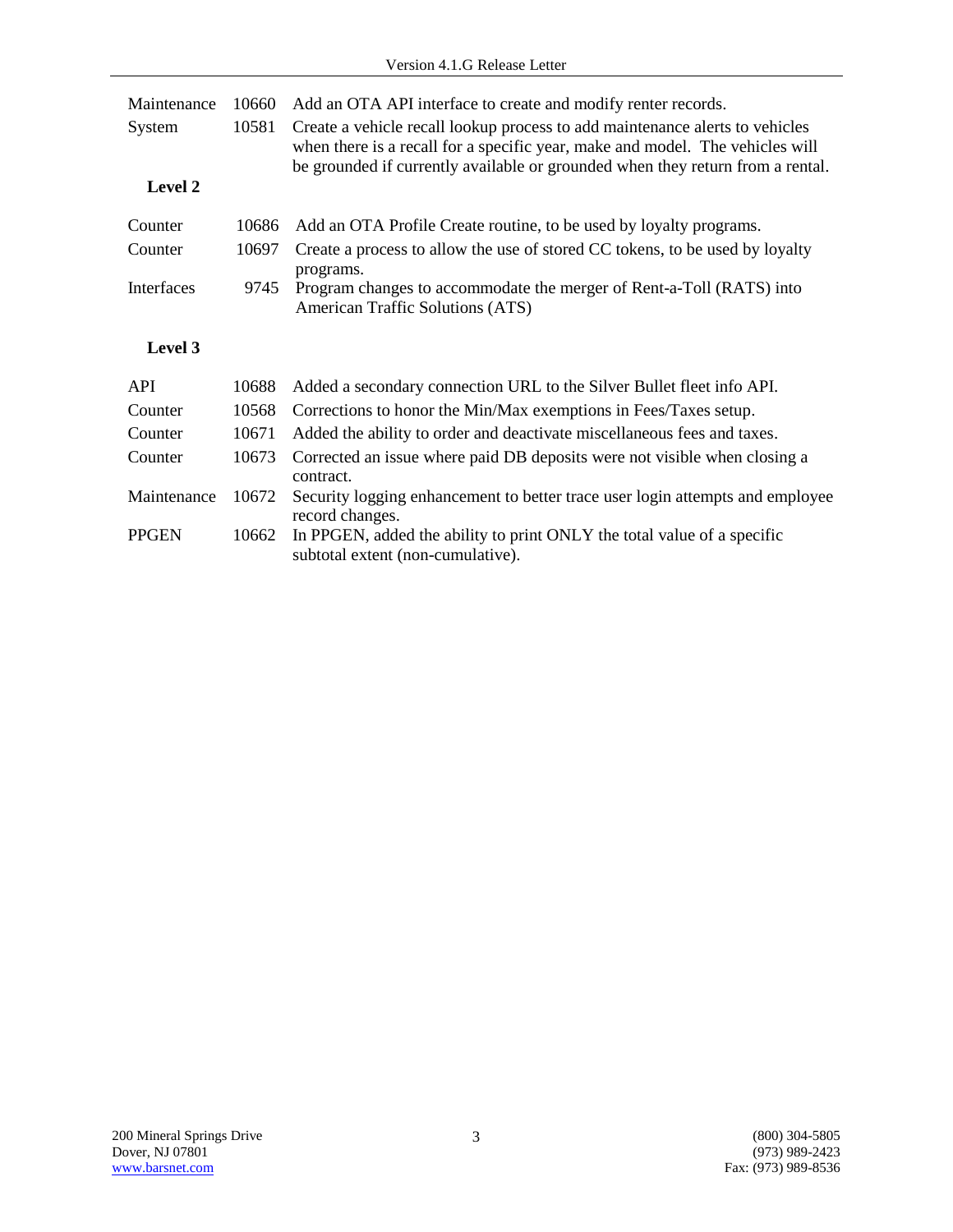| | | |
|---|---|---|
| Maintenance | 10660 | Add an OTA API interface to create and modify renter records. |
| System | 10581 | Create a vehicle recall lookup process to add maintenance alerts to vehicles when there is a recall for a specific year, make and model. The vehicles will be grounded if currently available or grounded when they return from a rental. |

**Level 2**

| | | |
|---|---|---|
| Counter | 10686 | Add an OTA Profile Create routine, to be used by loyalty programs. |
| Counter | 10697 | Create a process to allow the use of stored CC tokens, to be used by loyalty programs. |
| Interfaces | 9745 | Program changes to accommodate the merger of Rent-a-Toll (RATS) into American Traffic Solutions (ATS) |

**Level 3**

| | | |
|---|---|---|
| API | 10688 | Added a secondary connection URL to the Silver Bullet fleet info API. |
| Counter | 10568 | Corrections to honor the Min/Max exemptions in Fees/Taxes setup. |
| Counter | 10671 | Added the ability to order and deactivate miscellaneous fees and taxes. |
| Counter | 10673 | Corrected an issue where paid DB deposits were not visible when closing a contract. |
| Maintenance | 10672 | Security logging enhancement to better trace user login attempts and employee record changes. |
| PPGEN | 10662 | In PPGEN, added the ability to print ONLY the total value of a specific subtotal extent (non-cumulative). |